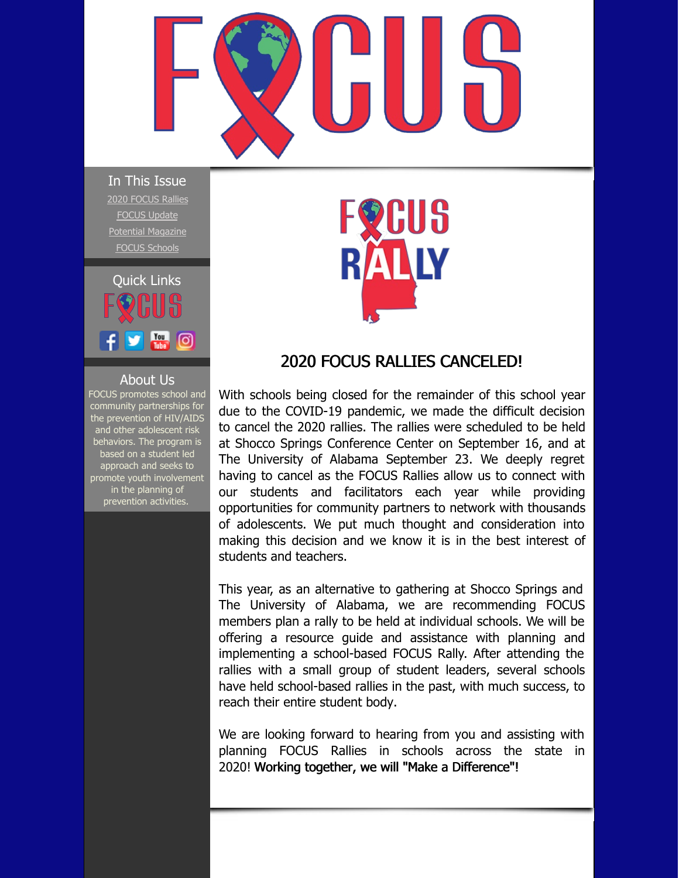# FOCUS

## In This Issue

2020 FOCUS Rallies
FOCUS Update
Potential Magazine
FOCUS Schools

## Quick Links

## About Us

FOCUS promotes school and community partnerships for the prevention of HIV/AIDS and other adolescent risk behaviors. The program is based on a student led approach and seeks to promote youth involvement in the planning of prevention activities.

## 2020 FOCUS RALLIES CANCELED!

With schools being closed for the remainder of this school year due to the COVID-19 pandemic, we made the difficult decision to cancel the 2020 rallies. The rallies were scheduled to be held at Shocco Springs Conference Center on September 16, and at The University of Alabama September 23. We deeply regret having to cancel as the FOCUS Rallies allow us to connect with our students and facilitators each year while providing opportunities for community partners to network with thousands of adolescents. We put much thought and consideration into making this decision and we know it is in the best interest of students and teachers.

This year, as an alternative to gathering at Shocco Springs and The University of Alabama, we are recommending FOCUS members plan a rally to be held at individual schools. We will be offering a resource guide and assistance with planning and implementing a school-based FOCUS Rally. After attending the rallies with a small group of student leaders, several schools have held school-based rallies in the past, with much success, to reach their entire student body.

We are looking forward to hearing from you and assisting with planning FOCUS Rallies in schools across the state in 2020! **Working together, we will "Make a Difference"!**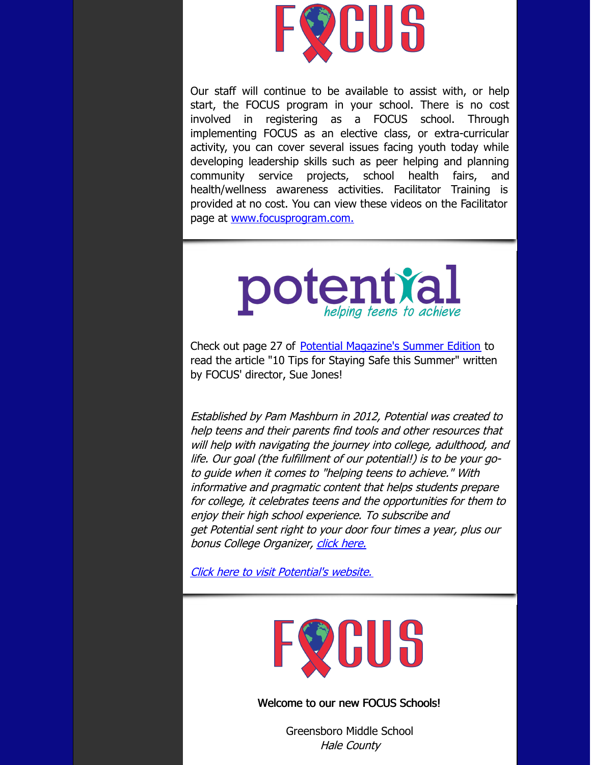# FOCUS

Our staff will continue to be available to assist with, or help start, the FOCUS program in your school. There is no cost involved in registering as a FOCUS school. Through implementing FOCUS as an elective class, or extra-curricular activity, you can cover several issues facing youth today while developing leadership skills such as peer helping and planning community service projects, school health fairs, and health/wellness awareness activities. Facilitator Training is provided at no cost. You can view these videos on the Facilitator page at www.focusprogram.com.

# potential

*helping teens to achieve*

Check out page 27 of Potential Magazine's Summer Edition to read the article "10 Tips for Staying Safe this Summer" written by FOCUS' director, Sue Jones!

*Established by Pam Mashburn in 2012, Potential was created to help teens and their parents find tools and other resources that will help with navigating the journey into college, adulthood, and life. Our goal (the fulfillment of our potential!) is to be your go-to guide when it comes to "helping teens to achieve." With informative and pragmatic content that helps students prepare for college, it celebrates teens and the opportunities for them to enjoy their high school experience. To subscribe and get Potential sent right to your door four times a year, plus our bonus College Organizer, click here.*

*Click here to visit Potential's website.*

# FOCUS

Welcome to our new FOCUS Schools!

Greensboro Middle School
*Hale County*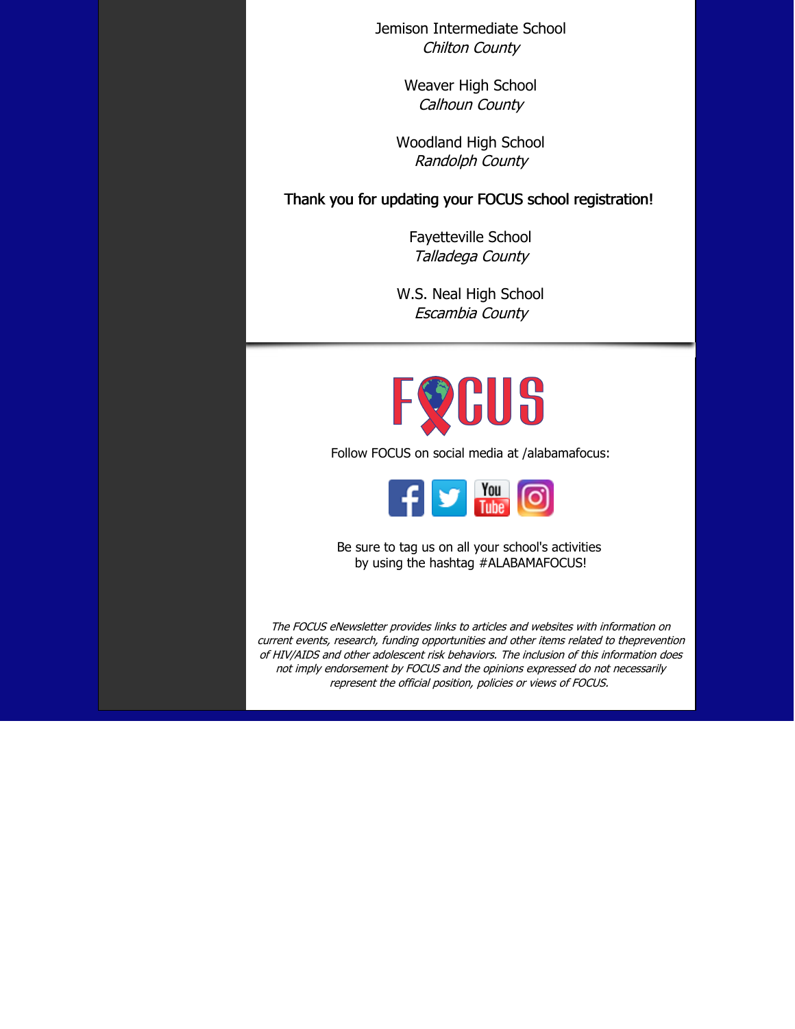Jemison Intermediate School
*Chilton County*

Weaver High School
*Calhoun County*

Woodland High School
*Randolph County*

**Thank you for updating your FOCUS school registration!**

Fayetteville School
*Talladega County*

W.S. Neal High School
*Escambia County*

Follow FOCUS on social media at /alabamafocus:

Be sure to tag us on all your school's activities
by using the hashtag #ALABAMAFOCUS!

*The FOCUS eNewsletter provides links to articles and websites with information on current events, research, funding opportunities and other items related to theprevention of HIV/AIDS and other adolescent risk behaviors. The inclusion of this information does not imply endorsement by FOCUS and the opinions expressed do not necessarily represent the official position, policies or views of FOCUS.*